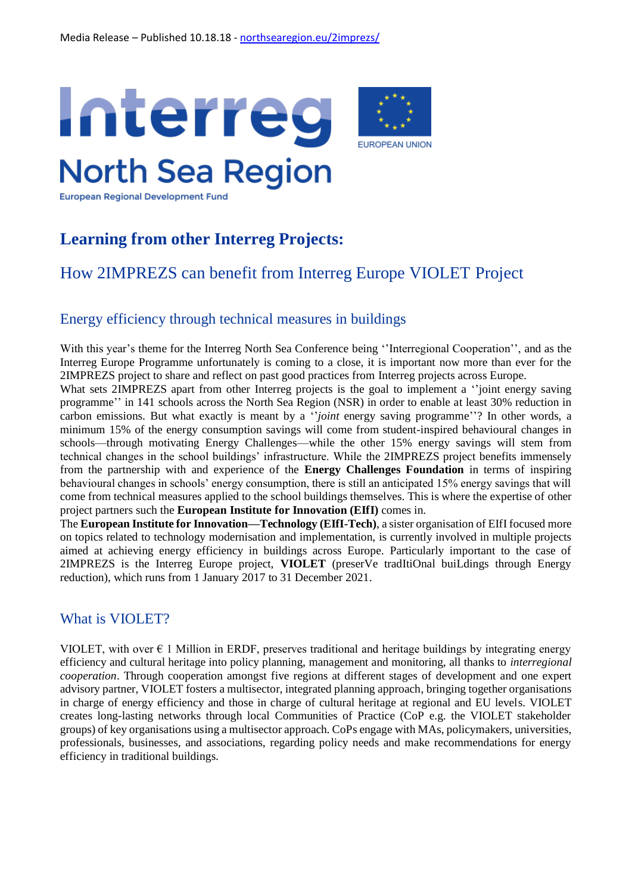Media Release – Published 10.18.18 - [northsearegion.eu/2imprezs/](northsearegion.eu/2imprezs/)

Interreg North Sea Region
European Regional Development Fund

EUROPEAN UNION

# Learning from other Interreg Projects:

## How 2IMPREZS can benefit from Interreg Europe VIOLET Project

### Energy efficiency through technical measures in buildings

With this year's theme for the Interreg North Sea Conference being ''Interregional Cooperation'', and as the Interreg Europe Programme unfortunately is coming to a close, it is important now more than ever for the 2IMPREZS project to share and reflect on past good practices from Interreg projects across Europe.

What sets 2IMPREZS apart from other Interreg projects is the goal to implement a ''joint energy saving programme'' in 141 schools across the North Sea Region (NSR) in order to enable at least 30% reduction in carbon emissions. But what exactly is meant by a ''*joint* energy saving programme''? In other words, a minimum 15% of the energy consumption savings will come from student-inspired behavioural changes in schools—through motivating Energy Challenges—while the other 15% energy savings will stem from technical changes in the school buildings' infrastructure. While the 2IMPREZS project benefits immensely from the partnership with and experience of the **Energy Challenges Foundation** in terms of inspiring behavioural changes in schools' energy consumption, there is still an anticipated 15% energy savings that will come from technical measures applied to the school buildings themselves. This is where the expertise of other project partners such the **European Institute for Innovation (EIfI)** comes in.

The **European Institute for Innovation—Technology (EIfI-Tech)**, a sister organisation of EIfI focused more on topics related to technology modernisation and implementation, is currently involved in multiple projects aimed at achieving energy efficiency in buildings across Europe. Particularly important to the case of 2IMPREZS is the Interreg Europe project, **VIOLET** (preserVe tradItiOnal buiLdings through Energy reduction), which runs from 1 January 2017 to 31 December 2021.

### What is VIOLET?

VIOLET, with over € 1 Million in ERDF, preserves traditional and heritage buildings by integrating energy efficiency and cultural heritage into policy planning, management and monitoring, all thanks to *interregional cooperation*. Through cooperation amongst five regions at different stages of development and one expert advisory partner, VIOLET fosters a multisector, integrated planning approach, bringing together organisations in charge of energy efficiency and those in charge of cultural heritage at regional and EU levels. VIOLET creates long-lasting networks through local Communities of Practice (CoP e.g. the VIOLET stakeholder groups) of key organisations using a multisector approach. CoPs engage with MAs, policymakers, universities, professionals, businesses, and associations, regarding policy needs and make recommendations for energy efficiency in traditional buildings.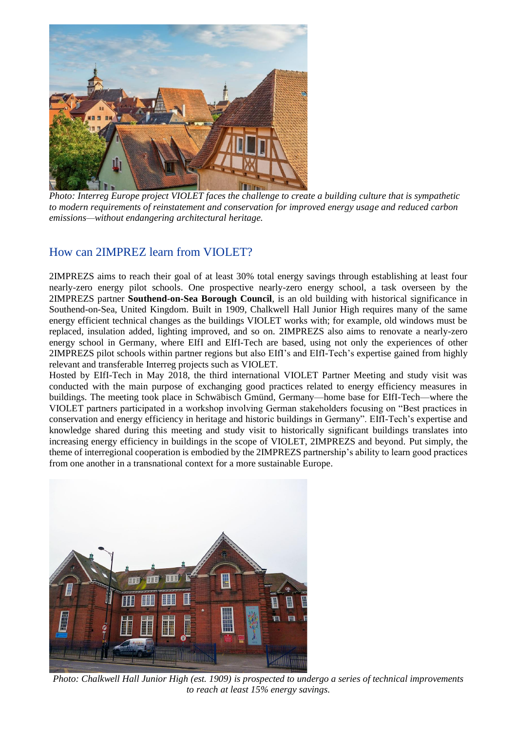*Photo: Interreg Europe project VIOLET faces the challenge to create a building culture that is sympathetic to modern requirements of reinstatement and conservation for improved energy usage and reduced carbon emissions—without endangering architectural heritage.*

## How can 2IMPREZ learn from VIOLET?

2IMPREZS aims to reach their goal of at least 30% total energy savings through establishing at least four nearly-zero energy pilot schools. One prospective nearly-zero energy school, a task overseen by the 2IMPREZS partner **Southend-on-Sea Borough Council**, is an old building with historical significance in Southend-on-Sea, United Kingdom. Built in 1909, Chalkwell Hall Junior High requires many of the same energy efficient technical changes as the buildings VIOLET works with; for example, old windows must be replaced, insulation added, lighting improved, and so on. 2IMPREZS also aims to renovate a nearly-zero energy school in Germany, where EIfI and EIfI-Tech are based, using not only the experiences of other 2IMPREZS pilot schools within partner regions but also EIfI's and EIfI-Tech's expertise gained from highly relevant and transferable Interreg projects such as VIOLET.

Hosted by EIfI-Tech in May 2018, the third international VIOLET Partner Meeting and study visit was conducted with the main purpose of exchanging good practices related to energy efficiency measures in buildings. The meeting took place in Schwäbisch Gmünd, Germany—home base for EIfI-Tech—where the VIOLET partners participated in a workshop involving German stakeholders focusing on "Best practices in conservation and energy efficiency in heritage and historic buildings in Germany". EIfI-Tech's expertise and knowledge shared during this meeting and study visit to historically significant buildings translates into increasing energy efficiency in buildings in the scope of VIOLET, 2IMPREZS and beyond. Put simply, the theme of interregional cooperation is embodied by the 2IMPREZS partnership's ability to learn good practices from one another in a transnational context for a more sustainable Europe.

*Photo: Chalkwell Hall Junior High (est. 1909) is prospected to undergo a series of technical improvements to reach at least 15% energy savings.*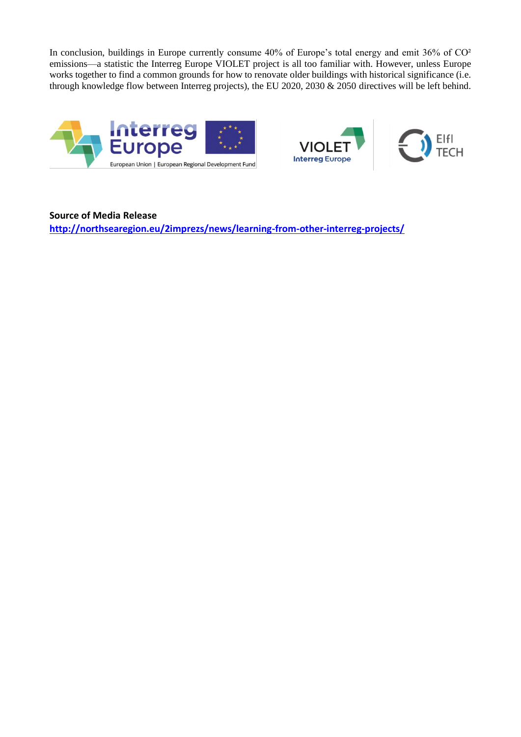In conclusion, buildings in Europe currently consume 40% of Europe's total energy and emit 36% of $CO^2$ emissions—a statistic the Interreg Europe VIOLET project is all too familiar with. However, unless Europe works together to find a common grounds for how to renovate older buildings with historical significance (i.e. through knowledge flow between Interreg projects), the EU 2020, 2030 & 2050 directives will be left behind.

**Source of Media Release**

**http://northsearegion.eu/2imprezs/news/learning-from-other-interreg-projects/**